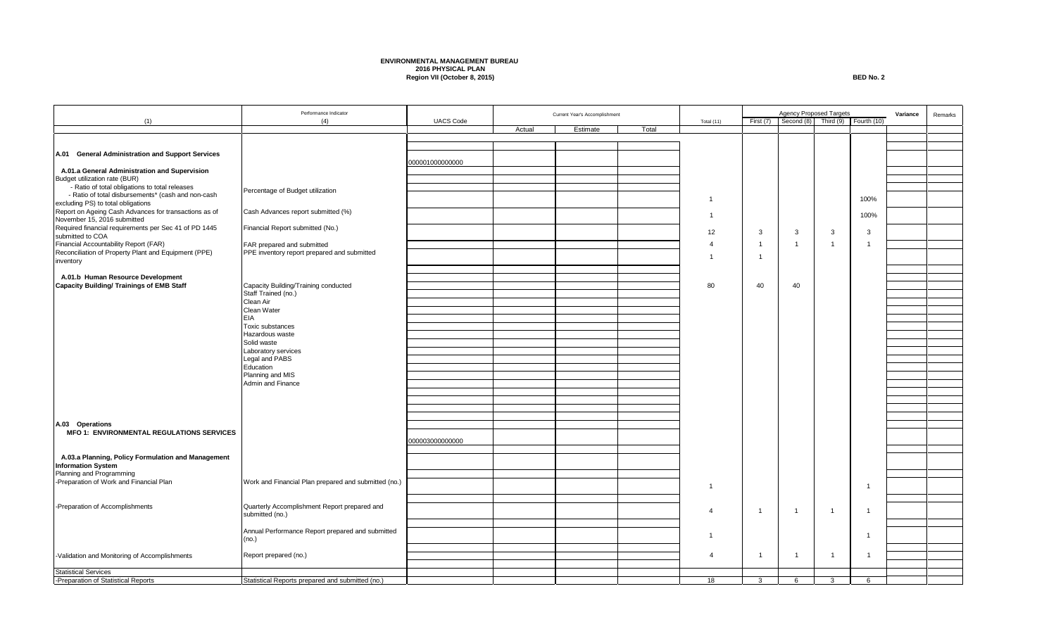**ENVIRONMENTAL MANAGEMENT BUREAU**
**2016 PHYSICAL PLAN**
**Region VII (October 8, 2015)**

**BED No. 2**

| (1) | Performance Indicator (4) | UACS Code | Current Year's Accomplishment | | | Total (11) | Agency Proposed Targets | | | | Variance | Remarks |
|---|---|---|---|---|---|---|---|---|---|---|---|---|
| | | | Actual | Estimate | Total | | First (7) | Second (8) | Third (9) | Fourth (10) | | |
| **A.01 General Administration and Support Services** | | 000001000000000 | | | | | | | | | | |
| **A.01.a General Administration and Supervision** | | | | | | | | | | | | |
| Budget utilization rate (BUR) | | | | | | | | | | | | |
| - Ratio of total obligations to total releases<br>- Ratio of total disbursements* (cash and non-cash excluding PS) to total obligations | Percentage of Budget utilization | | | | | 1 | | | | 100% | | |
| Report on Ageing Cash Advances for transactions as of November 15, 2016 submitted | Cash Advances report submitted (%) | | | | | 1 | | | | 100% | | |
| Required financial requirements per Sec 41 of PD 1445 submitted to COA | Financial Report submitted (No.) | | | | | 12 | 3 | 3 | 3 | 3 | | |
| Financial Accountability Report (FAR) | FAR prepared and submitted | | | | | 4 | 1 | 1 | 1 | 1 | | |
| Reconciliation of Property Plant and Equipment (PPE) inventory | PPE inventory report prepared and submitted | | | | | 1 | 1 | | | | | |
| **A.01.b Human Resource Development** | | | | | | | | | | | | |
| **Capacity Building/ Trainings of EMB Staff** | Capacity Building/Training conducted | | | | | 80 | 40 | 40 | | | | |
| | Staff Trained (no.) | | | | | | | | | | | |
| | Clean Air | | | | | | | | | | | |
| | Clean Water | | | | | | | | | | | |
| | EIA | | | | | | | | | | | |
| | Toxic substances | | | | | | | | | | | |
| | Hazardous waste | | | | | | | | | | | |
| | Solid waste | | | | | | | | | | | |
| | Laboratory services | | | | | | | | | | | |
| | Legal and PABS | | | | | | | | | | | |
| | Education | | | | | | | | | | | |
| | Planning and MIS | | | | | | | | | | | |
| | Admin and Finance | | | | | | | | | | | |
| **A.03 Operations** | | | | | | | | | | | | |
| **MFO 1: ENVIRONMENTAL REGULATIONS SERVICES** | | 000003000000000 | | | | | | | | | | |
| **A.03.a Planning, Policy Formulation and Management Information System** | | | | | | | | | | | | |
| Planning and Programming | | | | | | | | | | | | |
| -Preparation of Work and Financial Plan | Work and Financial Plan prepared and submitted (no.) | | | | | 1 | | | | 1 | | |
| -Preparation of Accomplishments | Quarterly Accomplishment Report prepared and submitted (no.) | | | | | 4 | 1 | 1 | 1 | 1 | | |
| | Annual Performance Report prepared and submitted (no.) | | | | | 1 | | | | 1 | | |
| -Validation and Monitoring of Accomplishments | Report prepared (no.) | | | | | 4 | 1 | 1 | 1 | 1 | | |
| Statistical Services | | | | | | | | | | | | |
| -Preparation of Statistical Reports | Statistical Reports prepared and submitted (no.) | | | | | 18 | 3 | 6 | 3 | 6 | | |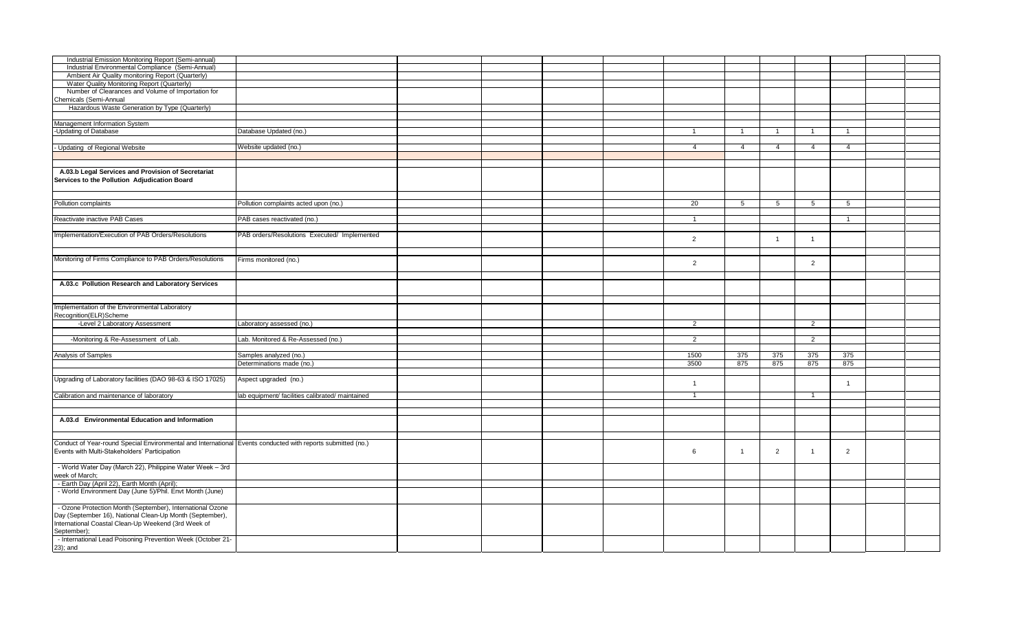| | | | | | | | | | | | | |
|---|---|---|---|---|---|---|---|---|---|---|---|---|
| Industrial Emission Monitoring Report (Semi-annual) | | | | | | | | | | | | |
| Industrial Environmental Compliance (Semi-Annual) | | | | | | | | | | | | |
| Ambient Air Quality monitoring Report (Quarterly) | | | | | | | | | | | | |
| Water Quality Monitoring Report (Quarterly) | | | | | | | | | | | | |
| Number of Clearances and Volume of Importation for Chemicals (Semi-Annual | | | | | | | | | | | | |
| Hazardous Waste Generation by Type (Quarterly) | | | | | | | | | | | | |
| | | | | | | | | | | | | |
| Management Information System | | | | | | | | | | | | |
| -Updating of Database | Database Updated (no.) | | | | | 1 | 1 | 1 | 1 | 1 | | |
| | | | | | | | | | | | | |
| - Updating of Regional Website | Website updated (no.) | | | | | 4 | 4 | 4 | 4 | 4 | | |
| | | | | | | | | | | | | |
| **A.03.b Legal Services and Provision of Secretariat Services to the Pollution Adjudication Board** | | | | | | | | | | | | |
| | | | | | | | | | | | | |
| Pollution complaints | Pollution complaints acted upon (no.) | | | | | 20 | 5 | 5 | 5 | 5 | | |
| | | | | | | | | | | | | |
| Reactivate inactive PAB Cases | PAB cases reactivated (no.) | | | | | 1 | | | | 1 | | |
| | | | | | | | | | | | | |
| Implementation/Execution of PAB Orders/Resolutions | PAB orders/Resolutions Executed/ Implemented | | | | | 2 | | 1 | 1 | | | |
| | | | | | | | | | | | | |
| Monitoring of Firms Compliance to PAB Orders/Resolutions | Firms monitored (no.) | | | | | 2 | | | 2 | | | |
| | | | | | | | | | | | | |
| **A.03.c Pollution Research and Laboratory Services** | | | | | | | | | | | | |
| | | | | | | | | | | | | |
| Implementation of the Environmental Laboratory Recognition(ELR)Scheme | | | | | | | | | | | | |
| -Level 2 Laboratory Assessment | Laboratory assessed (no.) | | | | | 2 | | | 2 | | | |
| | | | | | | | | | | | | |
| -Monitoring & Re-Assessment of Lab. | Lab. Monitored & Re-Assessed (no.) | | | | | 2 | | | 2 | | | |
| | | | | | | | | | | | | |
| Analysis of Samples | Samples analyzed (no.) | | | | | 1500 | 375 | 375 | 375 | 375 | | |
| | Determinations made (no.) | | | | | 3500 | 875 | 875 | 875 | 875 | | |
| | | | | | | | | | | | | |
| Upgrading of Laboratory facilities (DAO 98-63 & ISO 17025) | Aspect upgraded (no.) | | | | | 1 | | | | 1 | | |
| Calibration and maintenance of laboratory | lab equipment/ facilities calibrated/ maintained | | | | | 1 | | | 1 | | | |
| | | | | | | | | | | | | |
| **A.03.d Environmental Education and Information** | | | | | | | | | | | | |
| | | | | | | | | | | | | |
| Conduct of Year-round Special Environmental and International Events with Multi-Stakeholders' Participation | Events conducted with reports submitted (no.) | | | | | 6 | 1 | 2 | 1 | 2 | | |
| - World Water Day (March 22), Philippine Water Week – 3rd week of March; | | | | | | | | | | | | |
| - Earth Day (April 22), Earth Month (April); | | | | | | | | | | | | |
| - World Environment Day (June 5)/Phil. Envt Month (June) | | | | | | | | | | | | |
| - Ozone Protection Month (September), International Ozone Day (September 16), National Clean-Up Month (September), International Coastal Clean-Up Weekend (3rd Week of September); | | | | | | | | | | | | |
| - International Lead Poisoning Prevention Week (October 21-23); and | | | | | | | | | | | | |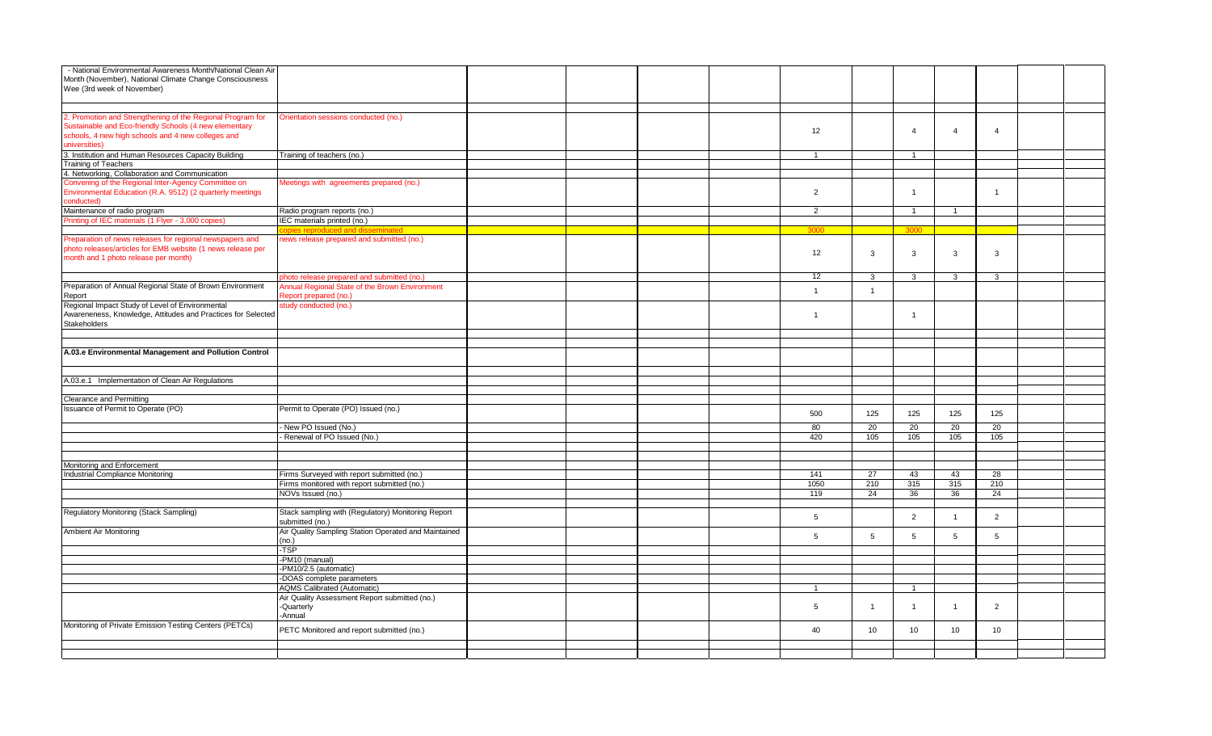| | | | | | | | | | | | | |
|---|---|---|---|---|---|---|---|---|---|---|---|---|
| - National Environmental Awareness Month/National Clean Air Month (November), National Climate Change Consciousness Wee (3rd week of November) | | | | | | | | | | | | |
| 2. Promotion and Strengthening of the Regional Program for Sustainable and Eco-friendly Schools (4 new elementary schools, 4 new high schools and 4 new colleges and universities) | Orientation sessions conducted (no.) | | | | | 12 | | 4 | 4 | 4 | | |
| 3. Institution and Human Resources Capacity Building | Training of teachers (no.) | | | | | 1 | | 1 | | | | |
| Training of Teachers | | | | | | | | | | | | |
| 4. Networking, Collaboration and Communication | | | | | | | | | | | | |
| Convening of the Regional Inter-Agency Committee on Environmental Education (R.A. 9512) (2 quarterly meetings conducted) | Meetings with agreements prepared (no.) | | | | | 2 | | 1 | | 1 | | |
| Maintenance of radio program | Radio program reports (no.) | | | | | 2 | | 1 | 1 | | | |
| Printing of IEC materials (1 Flyer - 3,000 copies) | IEC materials printed (no.) | | | | | | | | | | | |
| | copies reproduced and disseminated | | | | | 3000 | | 3000 | | | | |
| Preparation of news releases for regional newspapers and photo releases/articles for EMB website (1 news release per month and 1 photo release per month) | news release prepared and submitted (no.) | | | | | 12 | 3 | 3 | 3 | 3 | | |
| | photo release prepared and submitted (no.) | | | | | 12 | 3 | 3 | 3 | 3 | | |
| Preparation of Annual Regional State of Brown Environment Report | Annual Regional State of the Brown Environment Report prepared (no.) | | | | | 1 | 1 | | | | | |
| Regional Impact Study of Level of Environmental Awareness, Knowledge, Attitudes and Practices for Selected Stakeholders | study conducted (no.) | | | | | 1 | | 1 | | | | |
| **A.03.e Environmental Management and Pollution Control** | | | | | | | | | | | | |
| A.03.e.1 Implementation of Clean Air Regulations | | | | | | | | | | | | |
| Clearance and Permitting | | | | | | | | | | | | |
| Issuance of Permit to Operate (PO) | Permit to Operate (PO) Issued (no.) | | | | | 500 | 125 | 125 | 125 | 125 | | |
| | - New PO Issued (No.) | | | | | 80 | 20 | 20 | 20 | 20 | | |
| | - Renewal of PO Issued (No.) | | | | | 420 | 105 | 105 | 105 | 105 | | |
| Monitoring and Enforcement | | | | | | | | | | | | |
| Industrial Compliance Monitoring | Firms Surveyed with report submitted (no.) | | | | | 141 | 27 | 43 | 43 | 28 | | |
| | Firms monitored with report submitted (no.) | | | | | 1050 | 210 | 315 | 315 | 210 | | |
| | NOVs Issued (no.) | | | | | 119 | 24 | 36 | 36 | 24 | | |
| Regulatory Monitoring (Stack Sampling) | Stack sampling with (Regulatory) Monitoring Report submitted (no.) | | | | | 5 | | 2 | 1 | 2 | | |
| Ambient Air Monitoring | Air Quality Sampling Station Operated and Maintained (no.) | | | | | 5 | 5 | 5 | 5 | 5 | | |
| | -TSP | | | | | | | | | | | |
| | -PM10 (manual) | | | | | | | | | | | |
| | -PM10/2.5 (automatic) | | | | | | | | | | | |
| | -DOAS complete parameters | | | | | | | | | | | |
| | AQMS Calibrated (Automatic) | | | | | 1 | | 1 | | | | |
| | Air Quality Assessment Report submitted (no.) -Quarterly -Annual | | | | | 5 | 1 | 1 | 1 | 2 | | |
| Monitoring of Private Emission Testing Centers (PETCs) | PETC Monitored and report submitted (no.) | | | | | 40 | 10 | 10 | 10 | 10 | | |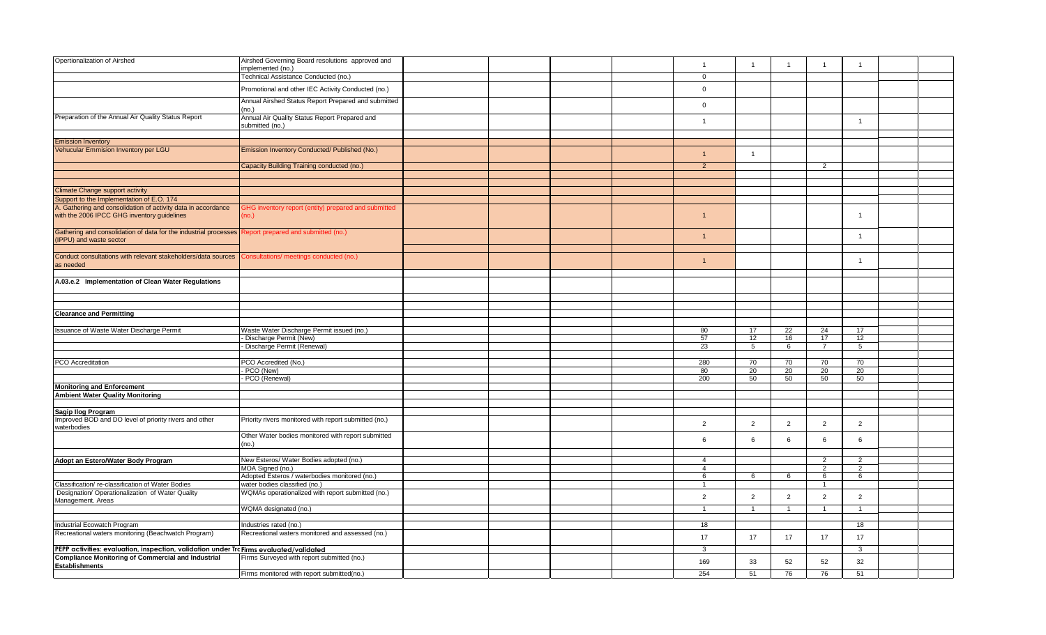| | | | | | | | | | | | | |
|---|---|---|---|---|---|---|---|---|---|---|---|---|
| Opertionalization of Airshed | Airshed Governing Board resolutions approved and implemented (no.) | | | | | 1 | 1 | 1 | 1 | 1 | | |
| | Technical Assistance Conducted (no.) | | | | | 0 | | | | | | |
| | Promotional and other IEC Activity Conducted (no.) | | | | | 0 | | | | | | |
| | Annual Airshed Status Report Prepared and submitted (no.) | | | | | 0 | | | | | | |
| Preparation of the Annual Air Quality Status Report | Annual Air Quality Status Report Prepared and submitted (no.) | | | | | 1 | | | | 1 | | |
| | | | | | | | | | | | | |
| Emission Inventory | | | | | | | | | | | | |
| Vehucular Emmision Inventory per LGU | Emission Inventory Conducted/ Published (No.) | | | | | 1 | 1 | | | | | |
| | Capacity Building Training conducted (no.) | | | | | 2 | | | 2 | | | |
| | | | | | | | | | | | | |
| | | | | | | | | | | | | |
| Climate Change support activity | | | | | | | | | | | | |
| Support to the Implementation of E.O. 174 | | | | | | | | | | | | |
| A. Gathering and consolidation of activity data in accordance with the 2006 IPCC GHG inventory guidelines | GHG inventory report (entity) prepared and submitted (no.) | | | | | 1 | | | | 1 | | |
| Gathering and consolidation of data for the industrial processes (IPPU) and waste sector | Report prepared and submitted (no.) | | | | | 1 | | | | 1 | | |
| | | | | | | | | | | | | |
| Conduct consultations with relevant stakeholders/data sources as needed | Consultations/ meetings conducted (no.) | | | | | 1 | | | | 1 | | |
| | | | | | | | | | | | | |
| **A.03.e.2 Implementation of Clean Water Regulations** | | | | | | | | | | | | |
| | | | | | | | | | | | | |
| | | | | | | | | | | | | |
| **Clearance and Permitting** | | | | | | | | | | | | |
| | | | | | | | | | | | | |
| Issuance of Waste Water Discharge Permit | Waste Water Discharge Permit issued (no.) | | | | | 80 | 17 | 22 | 24 | 17 | | |
| | - Discharge Permit (New) | | | | | 57 | 12 | 16 | 17 | 12 | | |
| | - Discharge Permit (Renewal) | | | | | 23 | 5 | 6 | 7 | 5 | | |
| | | | | | | | | | | | | |
| PCO Accreditation | PCO Accredited (No.) | | | | | 280 | 70 | 70 | 70 | 70 | | |
| | - PCO (New) | | | | | 80 | 20 | 20 | 20 | 20 | | |
| | - PCO (Renewal) | | | | | 200 | 50 | 50 | 50 | 50 | | |
| **Monitoring and Enforcement** | | | | | | | | | | | | |
| **Ambient Water Quality Monitoring** | | | | | | | | | | | | |
| | | | | | | | | | | | | |
| **Sagip Ilog Program** | | | | | | | | | | | | |
| Improved BOD and DO level of priority rivers and other waterbodies | Priority rivers monitored with report submitted (no.) | | | | | 2 | 2 | 2 | 2 | 2 | | |
| | Other Water bodies monitored with report submitted (no.) | | | | | 6 | 6 | 6 | 6 | 6 | | |
| | | | | | | | | | | | | |
| **Adopt an Estero/Water Body Program** | New Esteros/ Water Bodies adopted (no.) | | | | | 4 | | | 2 | 2 | | |
| | MOA Signed (no.) | | | | | 4 | | | 2 | 2 | | |
| | Adopted Esteros / waterbodies monitored (no.) | | | | | 6 | 6 | 6 | 6 | 6 | | |
| Classification/ re-classification of Water Bodies | water bodies classified (no.) | | | | | 1 | | | 1 | | | |
| Designation/ Operationalization of Water Quality Management. Areas | WQMAs operationalized with report submitted (no.) | | | | | 2 | 2 | 2 | 2 | 2 | | |
| | WQMA designated (no.) | | | | | 1 | 1 | 1 | 1 | 1 | | |
| | | | | | | | | | | | | |
| Industrial Ecowatch Program | Industries rated (no.) | | | | | 18 | | | | 18 | | |
| Recreational waters monitoring (Beachwatch Program) | Recreational waters monitored and assessed (no.) | | | | | 17 | 17 | 17 | 17 | 17 | | |
| **PEPP activities: evaluation, inspection, validation under Tr** | **Firms evaluated/validated** | | | | | 3 | | | | 3 | | |
| **Compliance Monitoring of Commercial and Industrial Establishments** | Firms Surveyed with report submitted (no.) | | | | | 169 | 33 | 52 | 52 | 32 | | |
| | Firms monitored with report submitted(no.) | | | | | 254 | 51 | 76 | 76 | 51 | | |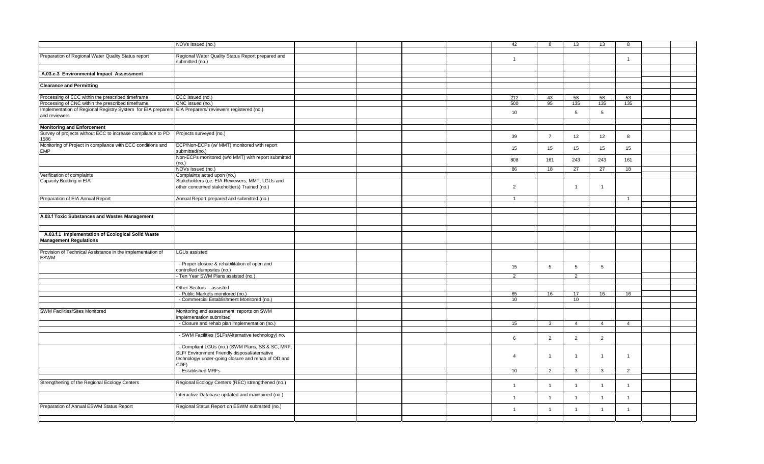| | | | | | | | | | | | | |
|---|---|---|---|---|---|---|---|---|---|---|---|---|
| | NOVs Issued (no.) | | | | | 42 | 8 | 13 | 13 | 8 | | |
| | | | | | | | | | | | | |
| Preparation of Regional Water Quality Status report | Regional Water Quality Status Report prepared and submitted (no.) | | | | | 1 | | | | 1 | | |
| | | | | | | | | | | | | |
| **A.03.e.3 Environmental Impact Assessment** | | | | | | | | | | | | |
| | | | | | | | | | | | | |
| **Clearance and Permitting** | | | | | | | | | | | | |
| | | | | | | | | | | | | |
| Processing of ECC within the prescribed timeframe | ECC issued (no.) | | | | | 212 | 43 | 58 | 58 | 53 | | |
| Processing of CNC within the prescribed timeframe | CNC issued (no.) | | | | | 500 | 95 | 135 | 135 | 135 | | |
| Implementation of Regional Registry System for EIA preparers and reviewers | EIA Preparers/ reviewers registered (no.) | | | | | 10 | | 5 | 5 | | | |
| | | | | | | | | | | | | |
| **Monitoring and Enforcement** | | | | | | | | | | | | |
| Survey of projects without ECC to increase compliance to PD 1586 | Projects surveyed (no.) | | | | | 39 | 7 | 12 | 12 | 8 | | |
| Monitoring of Project in compliance with ECC conditions and EMP | ECP/Non-ECPs (w/ MMT) monitored with report submitted(no.) | | | | | 15 | 15 | 15 | 15 | 15 | | |
| | Non-ECPs monitored (w/o MMT) with report submitted (no.) | | | | | 808 | 161 | 243 | 243 | 161 | | |
| | NOVs Issued (no.) | | | | | 86 | 18 | 27 | 27 | 18 | | |
| Verification of complaints | Complaints acted upon (no.) | | | | | | | | | | | |
| Capacity Building in EIA | Stakeholders (i.e. EIA Reviewers, MMT, LGUs and other concerned stakeholders) Trained (no.) | | | | | 2 | | 1 | 1 | | | |
| Preparation of EIA Annual Report | Annual Report prepared and submitted (no.) | | | | | 1 | | | | 1 | | |
| | | | | | | | | | | | | |
| | | | | | | | | | | | | |
| **A.03.f Toxic Substances and Wastes Management** | | | | | | | | | | | | |
| | | | | | | | | | | | | |
| **A.03.f.1 Implementation of Ecological Solid Waste Management Regulations** | | | | | | | | | | | | |
| | | | | | | | | | | | | |
| Provision of Technical Assistance in the implementation of ESWM | LGUs assisted | | | | | | | | | | | |
| | - Proper closure & rehabilitation of open and controlled dumpsites (no.) | | | | | 15 | 5 | 5 | 5 | | | |
| | - Ten Year SWM Plans assisted (no.) | | | | | 2 | | 2 | | | | |
| | | | | | | | | | | | | |
| | Other Sectors - assisted | | | | | | | | | | | |
| | - Public Markets monitored (no.) | | | | | 65 | 16 | 17 | 16 | 16 | | |
| | - Commercial Establishment Monitored (no.) | | | | | 10 | | 10 | | | | |
| | | | | | | | | | | | | |
| SWM Facilities/Sites Monitored | Monitoring and assessment reports on SWM implementation submitted | | | | | | | | | | | |
| | - Closure and rehab plan implementation (no.) | | | | | 15 | 3 | 4 | 4 | 4 | | |
| | | | | | | | | | | | | |
| | - SWM Facilities (SLFs/Alternative technology) no. | | | | | 6 | 2 | 2 | 2 | | | |
| | - Compliant LGUs (no.) (SWM Plans, SS & SC, MRF, SLF/ Environment Friendly disposal/alternative technology/ under-going closure and rehab of OD and CDF) | | | | | 4 | 1 | 1 | 1 | 1 | | |
| | - Established MRFs | | | | | 10 | 2 | 3 | 3 | 2 | | |
| | | | | | | | | | | | | |
| Strengthening of the Regional Ecology Centers | Regional Ecology Centers (REC) strengthened (no.) | | | | | 1 | 1 | 1 | 1 | 1 | | |
| | Interactive Database updated and maintained (no.) | | | | | 1 | 1 | 1 | 1 | 1 | | |
| Preparation of Annual ESWM Status Report | Regional Status Report on ESWM submitted (no.) | | | | | 1 | 1 | 1 | 1 | 1 | | |
| | | | | | | | | | | | | |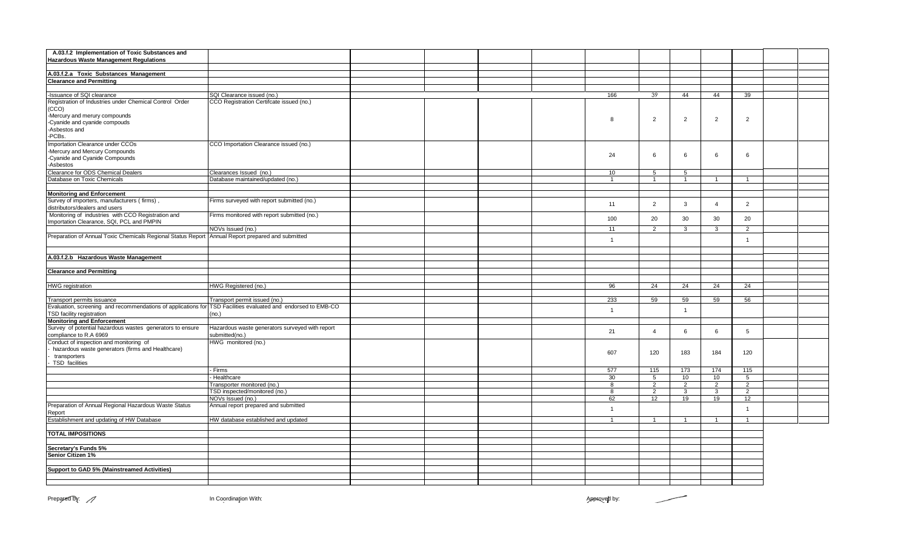| | | | | | | | | | | | | |
|---|---|---|---|---|---|---|---|---|---|---|---|---|
| **A.03.f.2 Implementation of Toxic Substances and Hazardous Waste Management Regulations** | | | | | | | | | | | | |
| | | | | | | | | | | | | |
| **A.03.f.2.a Toxic Substances Management** | | | | | | | | | | | | |
| **Clearance and Permitting** | | | | | | | | | | | | |
| | | | | | | | | | | | | |
| -Issuance of SQI clearance | SQI Clearance issued (no.) | | | | | 166 | 39 | 44 | 44 | 39 | | |
| Registration of Industries under Chemical Control Order (CCO)<br>-Mercury and merury compounds<br>-Cyanide and cyanide compouds<br>-Asbestos and<br>-PCBs. | CCO Registration Certifcate issued (no.) | | | | | 8 | 2 | 2 | 2 | 2 | | |
| Importation Clearance under CCOs<br>-Mercury and Mercury Compounds<br>-Cyanide and Cyanide Compounds<br>-Asbestos | CCO Importation Clearance issued (no.) | | | | | 24 | 6 | 6 | 6 | 6 | | |
| Clearance for ODS Chemical Dealers | Clearances Issued (no.) | | | | | 10 | 5 | 5 | | | | |
| Database on Toxic Chemicals | Database maintained/updated (no.) | | | | | 1 | 1 | 1 | 1 | 1 | | |
| | | | | | | | | | | | | |
| **Monitoring and Enforcement** | | | | | | | | | | | | |
| Survey of importers, manufacturers ( firms) , distributors/dealers and users | Firms surveyed with report submitted (no.) | | | | | 11 | 2 | 3 | 4 | 2 | | |
| Monitoring of industries with CCO Registration and Importation Clearance, SQI, PCL and PMPIN | Firms monitored with report submitted (no.) | | | | | 100 | 20 | 30 | 30 | 20 | | |
| | NOVs Issued (no.) | | | | | 11 | 2 | 3 | 3 | 2 | | |
| Preparation of Annual Toxic Chemicals Regional Status Report | Annual Report prepared and submitted | | | | | 1 | | | | 1 | | |
| | | | | | | | | | | | | |
| **A.03.f.2.b Hazardous Waste Management** | | | | | | | | | | | | |
| | | | | | | | | | | | | |
| **Clearance and Permitting** | | | | | | | | | | | | |
| | | | | | | | | | | | | |
| HWG registration | HWG Registered (no.) | | | | | 96 | 24 | 24 | 24 | 24 | | |
| | | | | | | | | | | | | |
| Transport permits issuance | Transport permit issued (no.) | | | | | 233 | 59 | 59 | 59 | 56 | | |
| Evaluation, screening and recommendations of applications for TSD facility registration | TSD Facilities evaluated and endorsed to EMB-CO (no.) | | | | | 1 | | 1 | | | | |
| **Monitoring and Enforcement** | | | | | | | | | | | | |
| Survey of potential hazardous wastes generators to ensure compliance to R.A 6969 | Hazardous waste generators surveyed with report submitted(no.) | | | | | 21 | 4 | 6 | 6 | 5 | | |
| Conduct of inspection and monitoring of<br>- hazardous waste generators (firms and Healthcare)<br>- transporters<br>- TSD facilities | HWG monitored (no.) | | | | | 607 | 120 | 183 | 184 | 120 | | |
| | - Firms | | | | | 577 | 115 | 173 | 174 | 115 | | |
| | - Healthcare | | | | | 30 | 5 | 10 | 10 | 5 | | |
| | Transporter monitored (no.) | | | | | 8 | 2 | 2 | 2 | 2 | | |
| | TSD inspected/monitored (no.) | | | | | 8 | 2 | 3 | 3 | 2 | | |
| | NOVs Issued (no.) | | | | | 62 | 12 | 19 | 19 | 12 | | |
| Preparation of Annual Regional Hazardous Waste Status Report | Annual report prepared and submitted | | | | | 1 | | | | 1 | | |
| Establishment and updating of HW Database | HW database established and updated | | | | | 1 | 1 | 1 | 1 | 1 | | |
| | | | | | | | | | | | | |
| **TOTAL IMPOSITIONS** | | | | | | | | | | | | |
| | | | | | | | | | | | | |
| **Secretary's Funds 5%** | | | | | | | | | | | | |
| **Senior Citizen 1%** | | | | | | | | | | | | |
| | | | | | | | | | | | | |
| **Support to GAD 5% (Mainstreamed Activities)** | | | | | | | | | | | | |

Prepared By:                    In Coordination With:                    Approved by: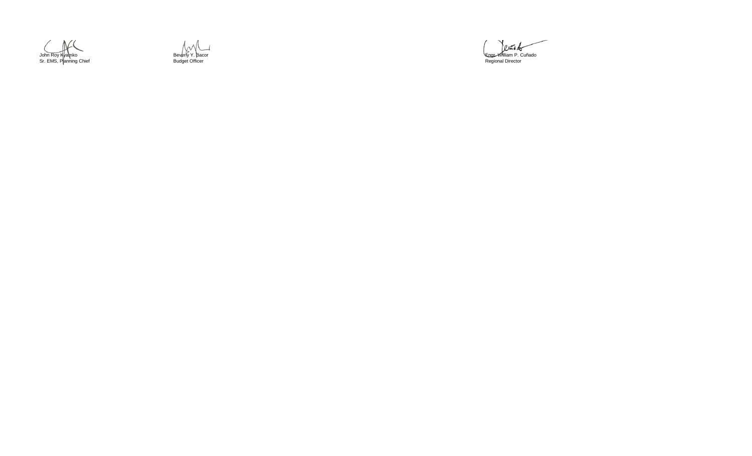John Roy Kyamko
Sr. EMS, Planning Chief

Beverly Y. Bacor
Budget Officer

Engr. William P. Cuñado
Regional Director